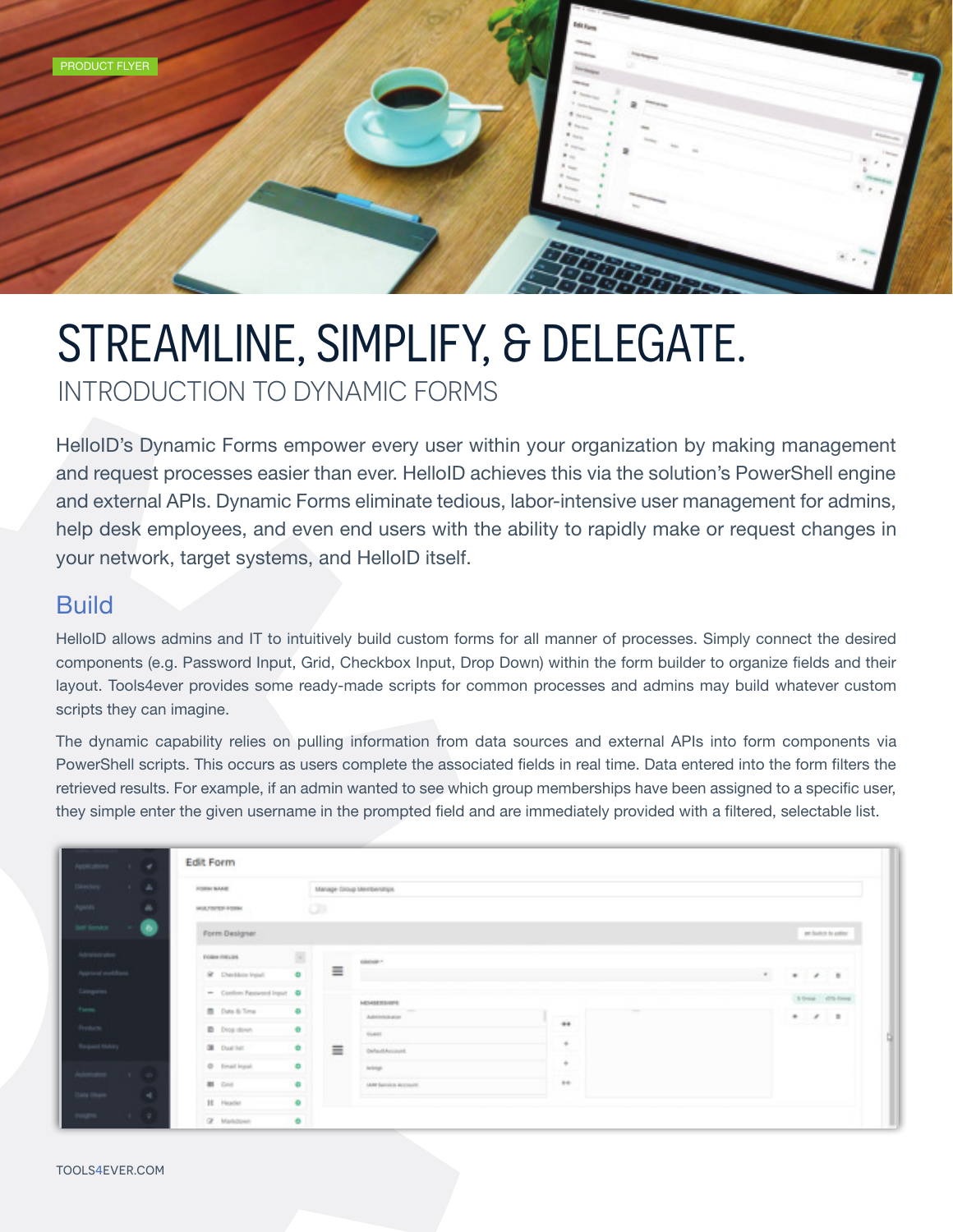PRODUCT FLYER

# STREAMLINE, SIMPLIFY, & DELEGATE.

## INTRODUCTION TO DYNAMIC FORMS

HelloID's Dynamic Forms empower every user within your organization by making management and request processes easier than ever. HelloID achieves this via the solution's PowerShell engine and external APIs. Dynamic Forms eliminate tedious, labor-intensive user management for admins, help desk employees, and even end users with the ability to rapidly make or request changes in your network, target systems, and HelloID itself.

## Build

HelloID allows admins and IT to intuitively build custom forms for all manner of processes. Simply connect the desired components (e.g. Password Input, Grid, Checkbox Input, Drop Down) within the form builder to organize fields and their layout. Tools4ever provides some ready-made scripts for common processes and admins may build whatever custom scripts they can imagine.

The dynamic capability relies on pulling information from data sources and external APIs into form components via PowerShell scripts. This occurs as users complete the associated fields in real time. Data entered into the form filters the retrieved results. For example, if an admin wanted to see which group memberships have been assigned to a specific user, they simple enter the given username in the prompted field and are immediately provided with a filtered, selectable list.

TOOLS4EVER.COM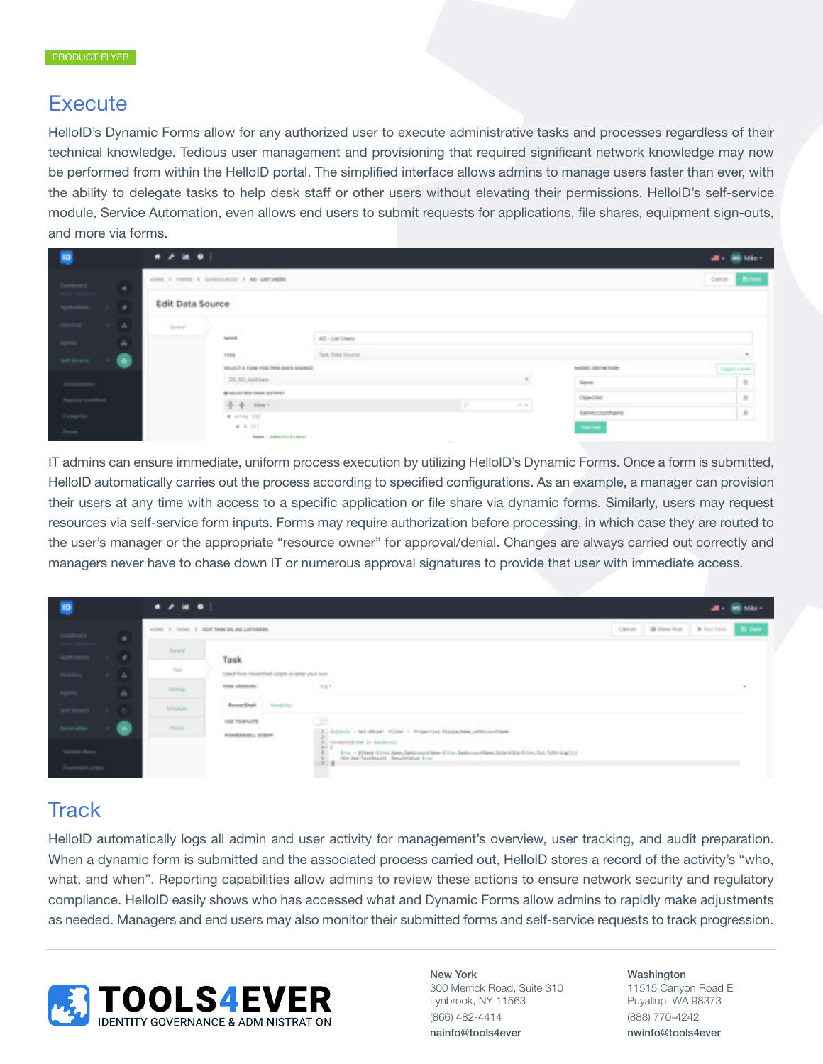PRODUCT FLYER

## Execute

HelloID's Dynamic Forms allow for any authorized user to execute administrative tasks and processes regardless of their technical knowledge. Tedious user management and provisioning that required significant network knowledge may now be performed from within the HelloID portal. The simplified interface allows admins to manage users faster than ever, with the ability to delegate tasks to help desk staff or other users without elevating their permissions. HelloID's self-service module, Service Automation, even allows end users to submit requests for applications, file shares, equipment sign-outs, and more via forms.

IT admins can ensure immediate, uniform process execution by utilizing HelloID's Dynamic Forms. Once a form is submitted, HelloID automatically carries out the process according to specified configurations. As an example, a manager can provision their users at any time with access to a specific application or file share via dynamic forms. Similarly, users may request resources via self-service form inputs. Forms may require authorization before processing, in which case they are routed to the user's manager or the appropriate "resource owner" for approval/denial. Changes are always carried out correctly and managers never have to chase down IT or numerous approval signatures to provide that user with immediate access.

## Track

HelloID automatically logs all admin and user activity for management's overview, user tracking, and audit preparation. When a dynamic form is submitted and the associated process carried out, HelloID stores a record of the activity's "who, what, and when". Reporting capabilities allow admins to review these actions to ensure network security and regulatory compliance. HelloID easily shows who has accessed what and Dynamic Forms allow admins to rapidly make adjustments as needed. Managers and end users may also monitor their submitted forms and self-service requests to track progression.

TOOLS4EVER
IDENTITY GOVERNANCE & ADMINISTRATION

**New York**
300 Merrick Road, Suite 310
Lynbrook, NY 11563
(866) 482-4414
**nainfo@tools4ever**

**Washington**
11515 Canyon Road E
Puyallup, WA 98373
(888) 770-4242
**nwinfo@tools4ever**